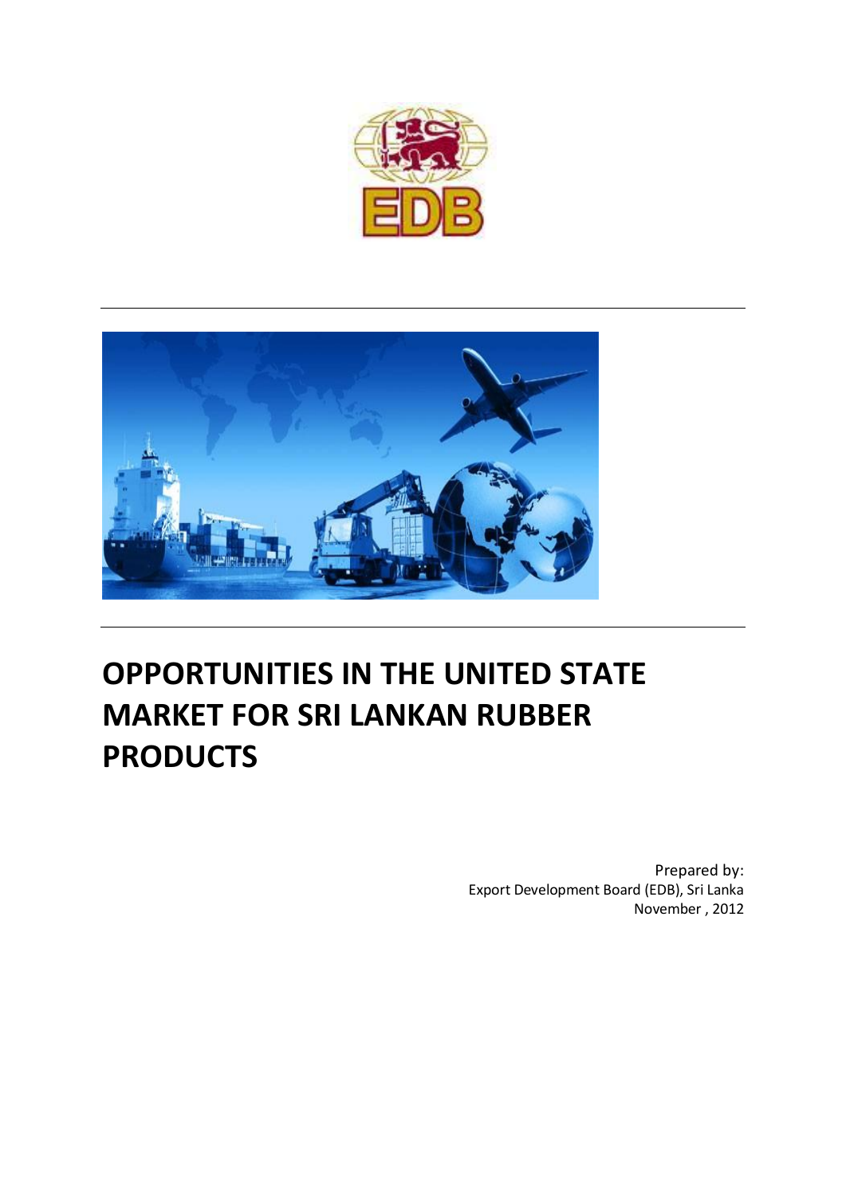EDB

# OPPORTUNITIES IN THE UNITED STATE MARKET FOR SRI LANKAN RUBBER PRODUCTS

Prepared by:
Export Development Board (EDB), Sri Lanka
November , 2012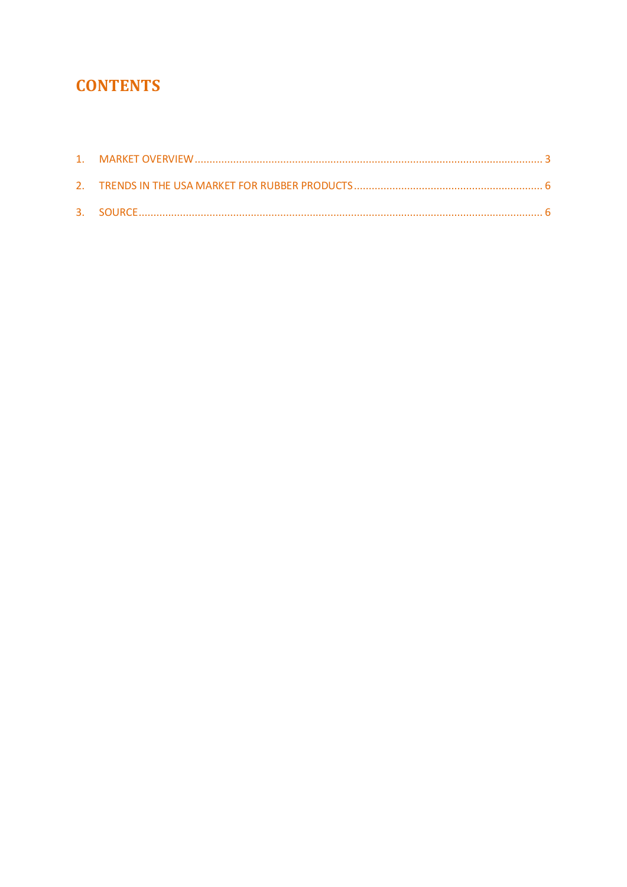# CONTENTS

1. MARKET OVERVIEW ........................................................................................................................ 3
2. TRENDS IN THE USA MARKET FOR RUBBER PRODUCTS ............................................................... 6
3. SOURCE ........................................................................................................................................ 6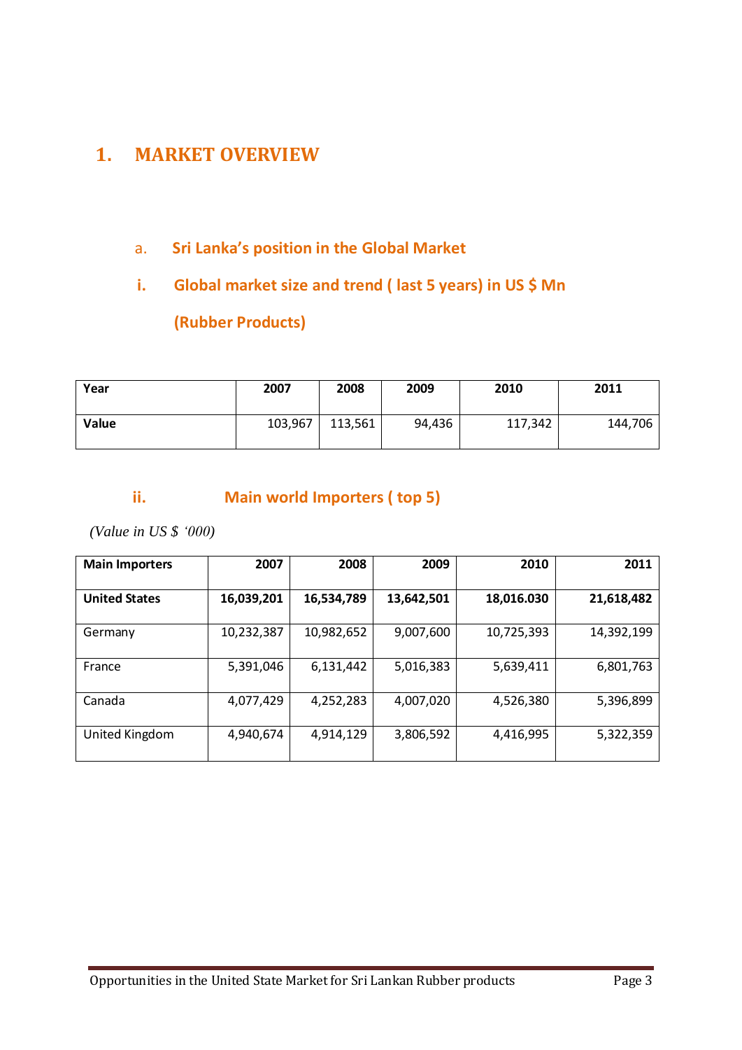# 1. MARKET OVERVIEW

## a. Sri Lanka's position in the Global Market

### i. Global market size and trend ( last 5 years) in US $ Mn (Rubber Products)

| Year | 2007 | 2008 | 2009 | 2010 | 2011 |
|---|---|---|---|---|---|
| **Value** | 103,967 | 113,561 | 94,436 | 117,342 | 144,706 |

### ii. Main world Importers ( top 5)

*(Value in US $ '000)*

| Main Importers | 2007 | 2008 | 2009 | 2010 | 2011 |
|---|---|---|---|---|---|
| **United States** | **16,039,201** | **16,534,789** | **13,642,501** | **18,016.030** | **21,618,482** |
| Germany | 10,232,387 | 10,982,652 | 9,007,600 | 10,725,393 | 14,392,199 |
| France | 5,391,046 | 6,131,442 | 5,016,383 | 5,639,411 | 6,801,763 |
| Canada | 4,077,429 | 4,252,283 | 4,007,020 | 4,526,380 | 5,396,899 |
| United Kingdom | 4,940,674 | 4,914,129 | 3,806,592 | 4,416,995 | 5,322,359 |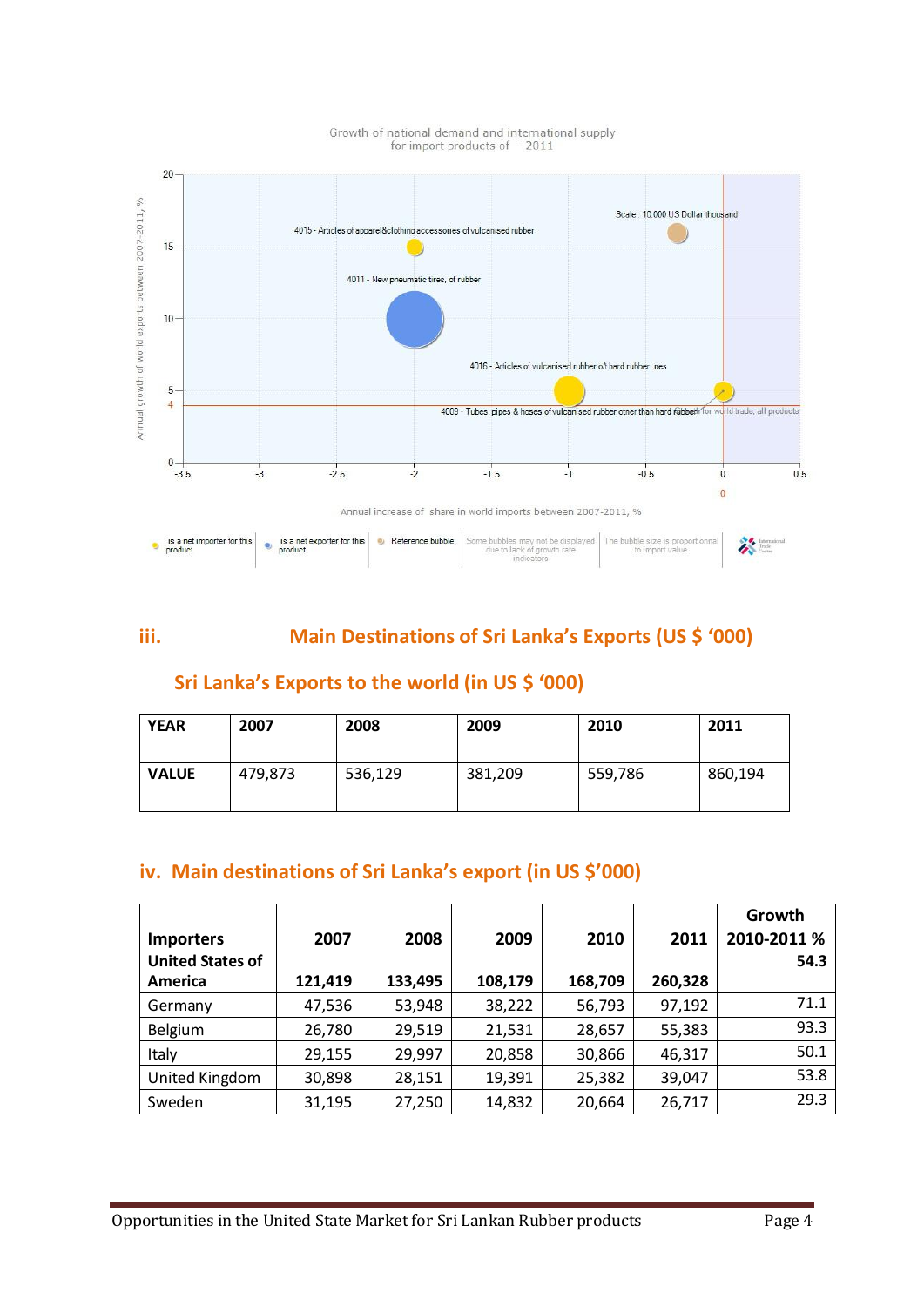Growth of national demand and international supply for import products of - 2011

Annual growth of world exports between 2007-2011, %

Scale : 10.000 US Dollar thousand

4015 - Articles of apparel&clothing accessories of vulcanised rubber

4011 - New pneumatic tires, of rubber

4016 - Articles of vulcanised rubber o/t hard rubber, nes

4009 - Tubes, pipes & hoses of vulcanised rubber other than hard rubber

for world trade, all products

Annual increase of share in world imports between 2007-2011, %

is a net importer for this product | is a net exporter for this product | Reference bubble | Some bubbles may not be displayed due to lack of growth rate indicators | The bubble size is proportionnal to import value

## iii. Main Destinations of Sri Lanka's Exports (US $ '000)

### Sri Lanka's Exports to the world (in US $ '000)

| YEAR | 2007 | 2008 | 2009 | 2010 | 2011 |
|---|---|---|---|---|---|
| VALUE | 479,873 | 536,129 | 381,209 | 559,786 | 860,194 |

## iv. Main destinations of Sri Lanka's export (in US $'000)

| Importers | 2007 | 2008 | 2009 | 2010 | 2011 | Growth 2010-2011 % |
|---|---|---|---|---|---|---|
| **United States of America** | **121,419** | **133,495** | **108,179** | **168,709** | **260,328** | **54.3** |
| Germany | 47,536 | 53,948 | 38,222 | 56,793 | 97,192 | 71.1 |
| Belgium | 26,780 | 29,519 | 21,531 | 28,657 | 55,383 | 93.3 |
| Italy | 29,155 | 29,997 | 20,858 | 30,866 | 46,317 | 50.1 |
| United Kingdom | 30,898 | 28,151 | 19,391 | 25,382 | 39,047 | 53.8 |
| Sweden | 31,195 | 27,250 | 14,832 | 20,664 | 26,717 | 29.3 |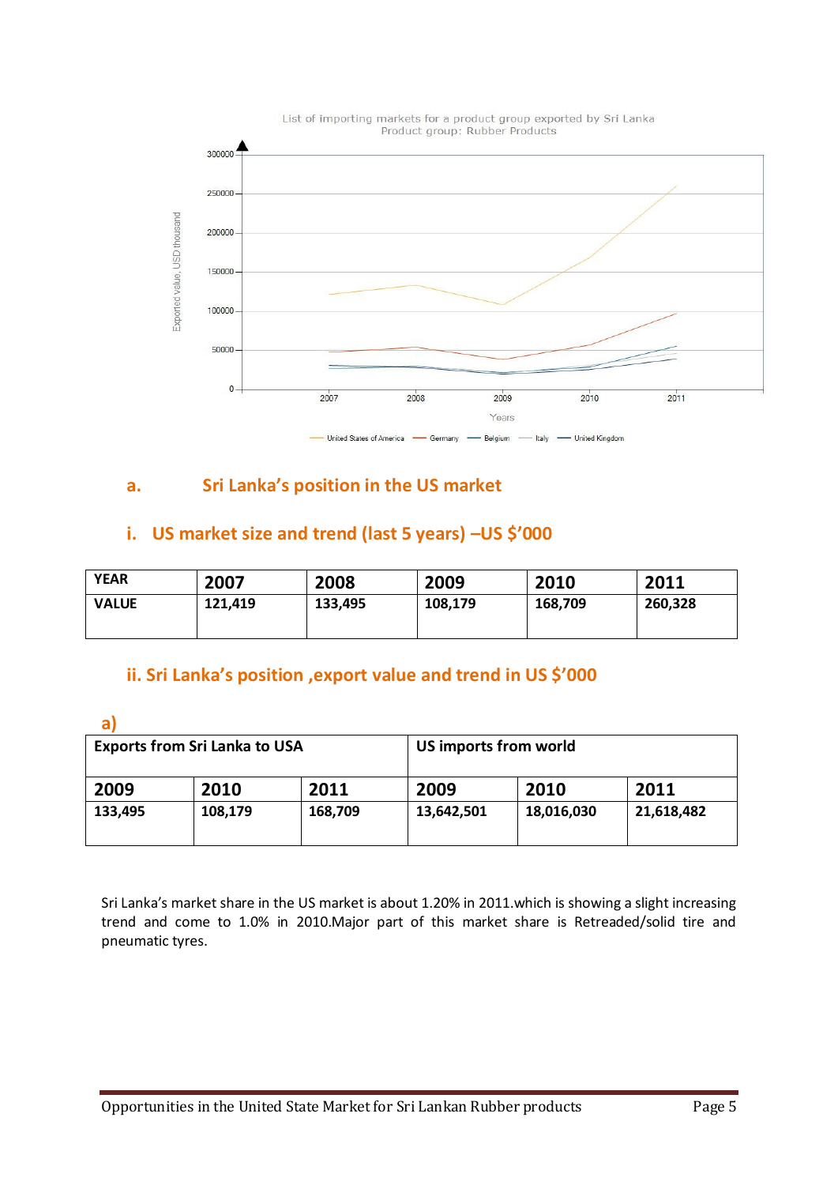List of importing markets for a product group exported by Sri Lanka
Product group: Rubber Products

a. **Sri Lanka's position in the US market**

### i. US market size and trend (last 5 years) –US $'000

| YEAR | 2007 | 2008 | 2009 | 2010 | 2011 |
|---|---|---|---|---|---|
| VALUE | 121,419 | 133,495 | 108,179 | 168,709 | 260,328 |

### ii. Sri Lanka's position ,export value and trend in US $'000

**a)**

| Exports from Sri Lanka to USA | | | US imports from world | | |
|---|---|---|---|---|---|
| 2009 | 2010 | 2011 | 2009 | 2010 | 2011 |
| 133,495 | 108,179 | 168,709 | 13,642,501 | 18,016,030 | 21,618,482 |

Sri Lanka's market share in the US market is about 1.20% in 2011.which is showing a slight increasing trend and come to 1.0% in 2010.Major part of this market share is Retreaded/solid tire and pneumatic tyres.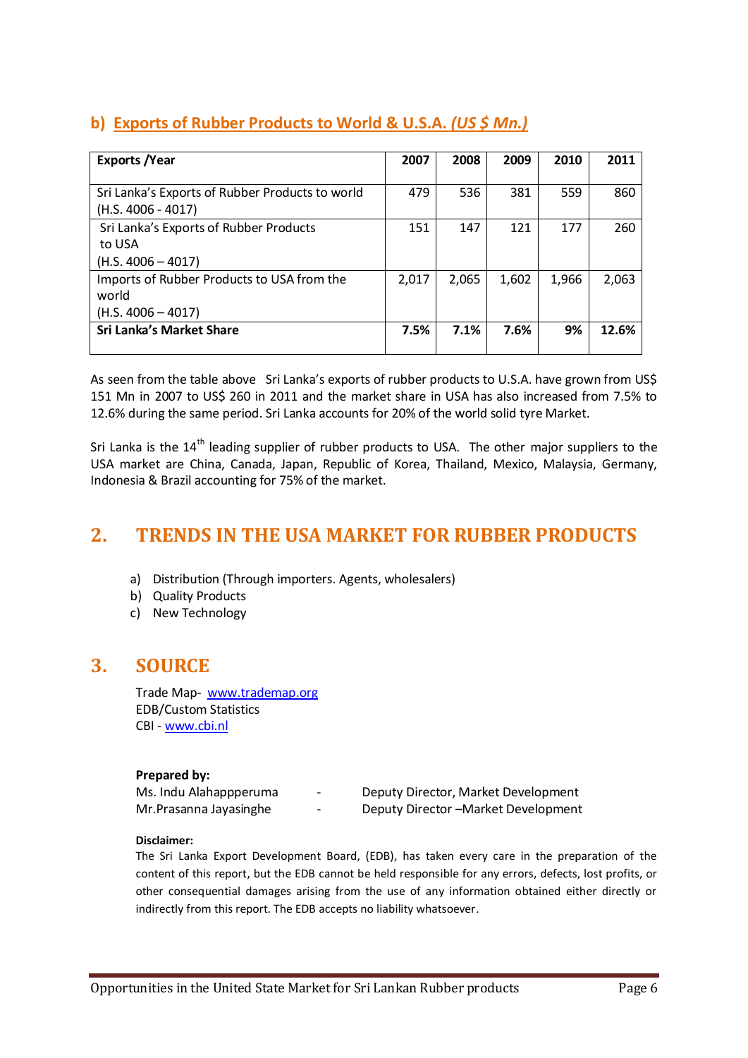## b) Exports of Rubber Products to World & U.S.A. *(US $ Mn.)*

| Exports /Year | 2007 | 2008 | 2009 | 2010 | 2011 |
|---|---|---|---|---|---|
| Sri Lanka's Exports of Rubber Products to world (H.S. 4006 - 4017) | 479 | 536 | 381 | 559 | 860 |
| Sri Lanka's Exports of Rubber Products to USA (H.S. 4006 – 4017) | 151 | 147 | 121 | 177 | 260 |
| Imports of Rubber Products to USA from the world (H.S. 4006 – 4017) | 2,017 | 2,065 | 1,602 | 1,966 | 2,063 |
| **Sri Lanka's Market Share** | **7.5%** | **7.1%** | **7.6%** | **9%** | **12.6%** |

As seen from the table above Sri Lanka's exports of rubber products to U.S.A. have grown from US$ 151 Mn in 2007 to US$ 260 in 2011 and the market share in USA has also increased from 7.5% to 12.6% during the same period. Sri Lanka accounts for 20% of the world solid tyre Market.

Sri Lanka is the 14th leading supplier of rubber products to USA. The other major suppliers to the USA market are China, Canada, Japan, Republic of Korea, Thailand, Mexico, Malaysia, Germany, Indonesia & Brazil accounting for 75% of the market.

# 2. TRENDS IN THE USA MARKET FOR RUBBER PRODUCTS

a) Distribution (Through importers. Agents, wholesalers)
b) Quality Products
c) New Technology

# 3. SOURCE

Trade Map- www.trademap.org
EDB/Custom Statistics
CBI - www.cbi.nl

**Prepared by:**

Ms. Indu Alahappperuma - Deputy Director, Market Development
Mr.Prasanna Jayasinghe - Deputy Director –Market Development

**Disclaimer:**

The Sri Lanka Export Development Board, (EDB), has taken every care in the preparation of the content of this report, but the EDB cannot be held responsible for any errors, defects, lost profits, or other consequential damages arising from the use of any information obtained either directly or indirectly from this report. The EDB accepts no liability whatsoever.